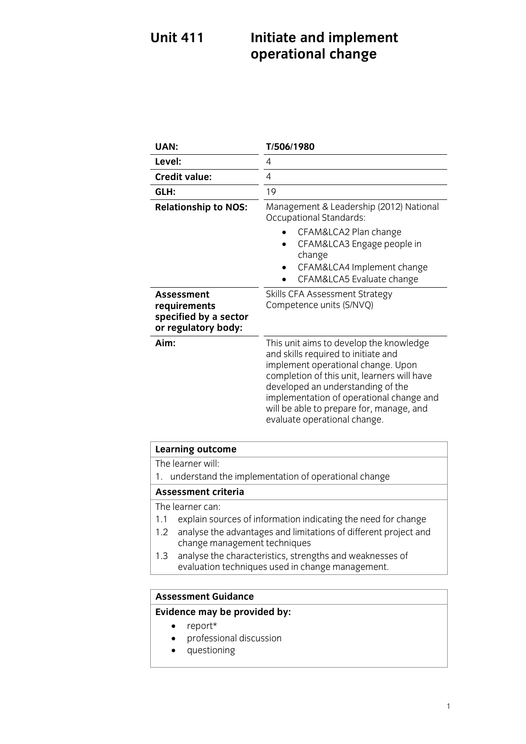# Unit 411 Initiate and implement operational change

| | |
|---|---|
| **UAN:** | **T/506/1980** |
| **Level:** | 4 |
| **Credit value:** | 4 |
| **GLH:** | 19 |
| **Relationship to NOS:** | Management & Leadership (2012) National Occupational Standards:<br>• CFAM&LCA2 Plan change<br>• CFAM&LCA3 Engage people in change<br>• CFAM&LCA4 Implement change<br>• CFAM&LCA5 Evaluate change |
| **Assessment requirements specified by a sector or regulatory body:** | Skills CFA Assessment Strategy Competence units (S/NVQ) |
| **Aim:** | This unit aims to develop the knowledge and skills required to initiate and implement operational change. Upon completion of this unit, learners will have developed an understanding of the implementation of operational change and will be able to prepare for, manage, and evaluate operational change. |

**Learning outcome**

The learner will:

1. understand the implementation of operational change

**Assessment criteria**

The learner can:

1.1 explain sources of information indicating the need for change

1.2 analyse the advantages and limitations of different project and change management techniques

1.3 analyse the characteristics, strengths and weaknesses of evaluation techniques used in change management.

**Assessment Guidance**

**Evidence may be provided by:**

- report*
- professional discussion
- questioning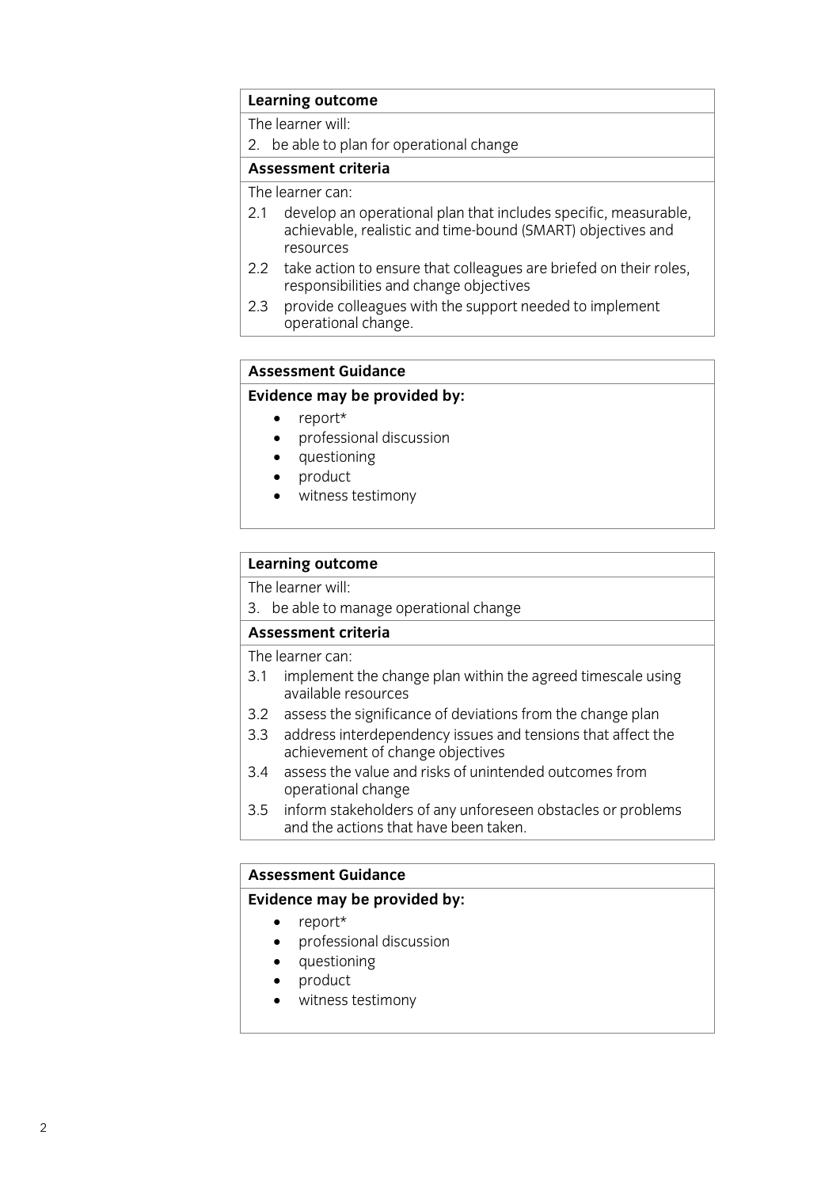| **Learning outcome** |
|---|
| The learner will: |
| 2. be able to plan for operational change |
| **Assessment criteria** |
| The learner can: |
| 2.1 develop an operational plan that includes specific, measurable, achievable, realistic and time-bound (SMART) objectives and resources |
| 2.2 take action to ensure that colleagues are briefed on their roles, responsibilities and change objectives |
| 2.3 provide colleagues with the support needed to implement operational change. |

| **Assessment Guidance** |
|---|
| **Evidence may be provided by:**<br>• report*<br>• professional discussion<br>• questioning<br>• product<br>• witness testimony |

| **Learning outcome** |
|---|
| The learner will: |
| 3. be able to manage operational change |
| **Assessment criteria** |
| The learner can: |
| 3.1 implement the change plan within the agreed timescale using available resources |
| 3.2 assess the significance of deviations from the change plan |
| 3.3 address interdependency issues and tensions that affect the achievement of change objectives |
| 3.4 assess the value and risks of unintended outcomes from operational change |
| 3.5 inform stakeholders of any unforeseen obstacles or problems and the actions that have been taken. |

| **Assessment Guidance** |
|---|
| **Evidence may be provided by:**<br>• report*<br>• professional discussion<br>• questioning<br>• product<br>• witness testimony |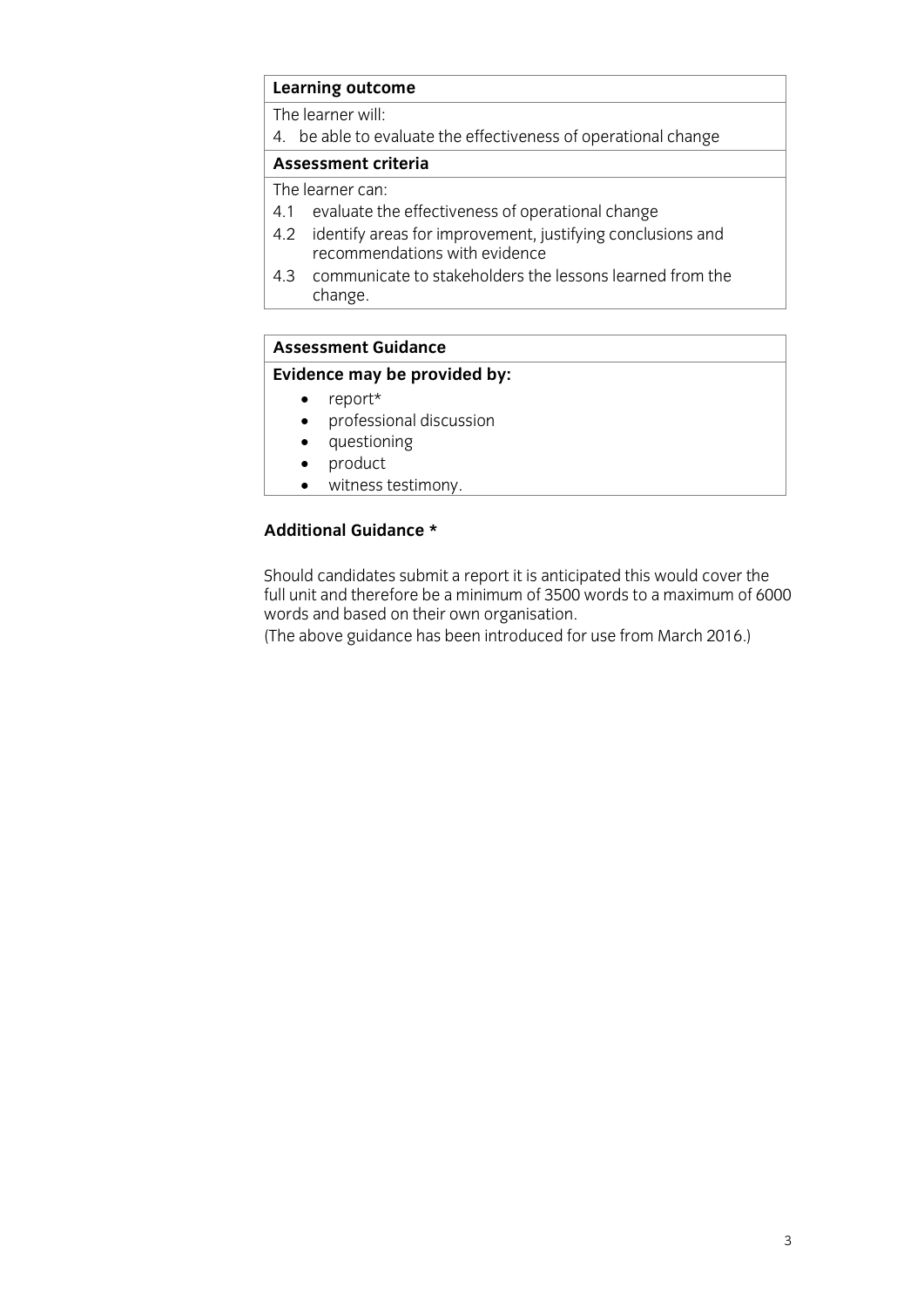**Learning outcome**

The learner will:

4. be able to evaluate the effectiveness of operational change

**Assessment criteria**

The learner can:

4.1 evaluate the effectiveness of operational change

4.2 identify areas for improvement, justifying conclusions and recommendations with evidence

4.3 communicate to stakeholders the lessons learned from the change.

**Assessment Guidance**

**Evidence may be provided by:**

- report*
- professional discussion
- questioning
- product
- witness testimony.

**Additional Guidance ***

Should candidates submit a report it is anticipated this would cover the full unit and therefore be a minimum of 3500 words to a maximum of 6000 words and based on their own organisation.

(The above guidance has been introduced for use from March 2016.)